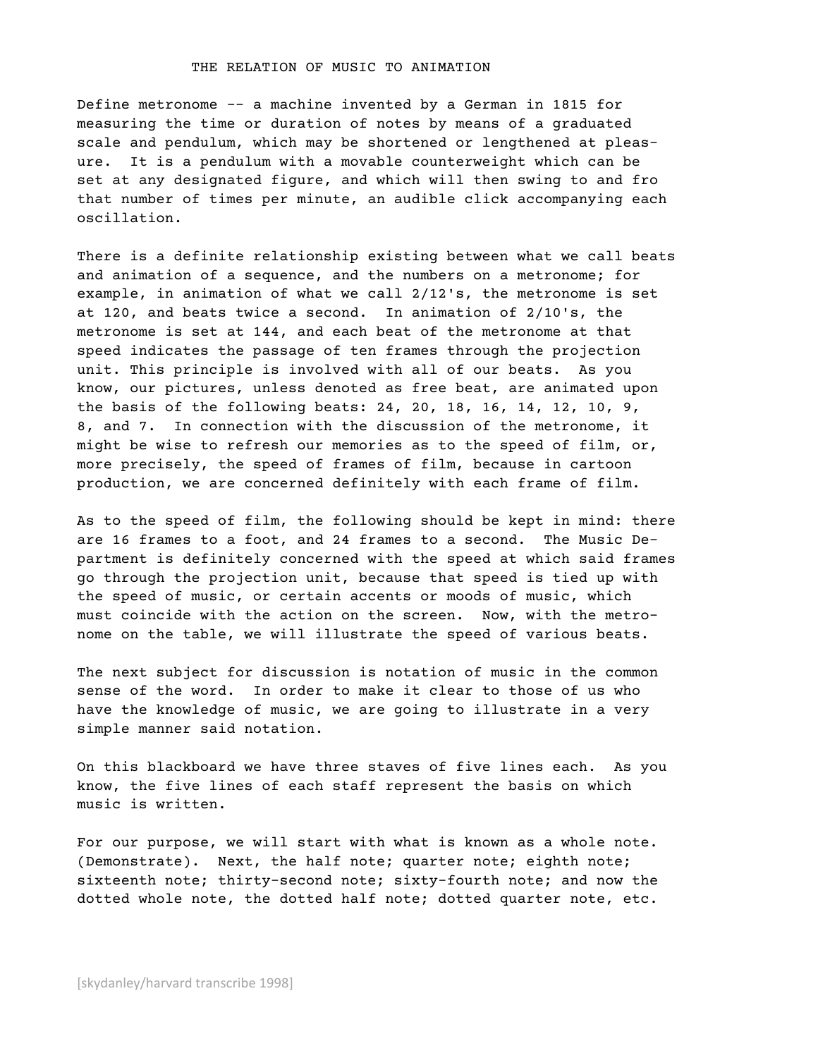# THE RELATION OF MUSIC TO ANIMATION

Define metronome -- a machine invented by a German in 1815 for measuring the time or duration of notes by means of a graduated scale and pendulum, which may be shortened or lengthened at pleasure. It is a pendulum with a movable counterweight which can be set at any designated figure, and which will then swing to and fro that number of times per minute, an audible click accompanying each oscillation.

There is a definite relationship existing between what we call beats and animation of a sequence, and the numbers on a metronome; for example, in animation of what we call 2/12's, the metronome is set at 120, and beats twice a second. In animation of 2/10's, the metronome is set at 144, and each beat of the metronome at that speed indicates the passage of ten frames through the projection unit. This principle is involved with all of our beats. As you know, our pictures, unless denoted as free beat, are animated upon the basis of the following beats: 24, 20, 18, 16, 14, 12, 10, 9, 8, and 7. In connection with the discussion of the metronome, it might be wise to refresh our memories as to the speed of film, or, more precisely, the speed of frames of film, because in cartoon production, we are concerned definitely with each frame of film.

As to the speed of film, the following should be kept in mind: there are 16 frames to a foot, and 24 frames to a second. The Music Department is definitely concerned with the speed at which said frames go through the projection unit, because that speed is tied up with the speed of music, or certain accents or moods of music, which must coincide with the action on the screen. Now, with the metronome on the table, we will illustrate the speed of various beats.

The next subject for discussion is notation of music in the common sense of the word. In order to make it clear to those of us who have the knowledge of music, we are going to illustrate in a very simple manner said notation.

On this blackboard we have three staves of five lines each. As you know, the five lines of each staff represent the basis on which music is written.

For our purpose, we will start with what is known as a whole note. (Demonstrate). Next, the half note; quarter note; eighth note; sixteenth note; thirty-second note; sixty-fourth note; and now the dotted whole note, the dotted half note; dotted quarter note, etc.

[skydanley/harvard transcribe 1998]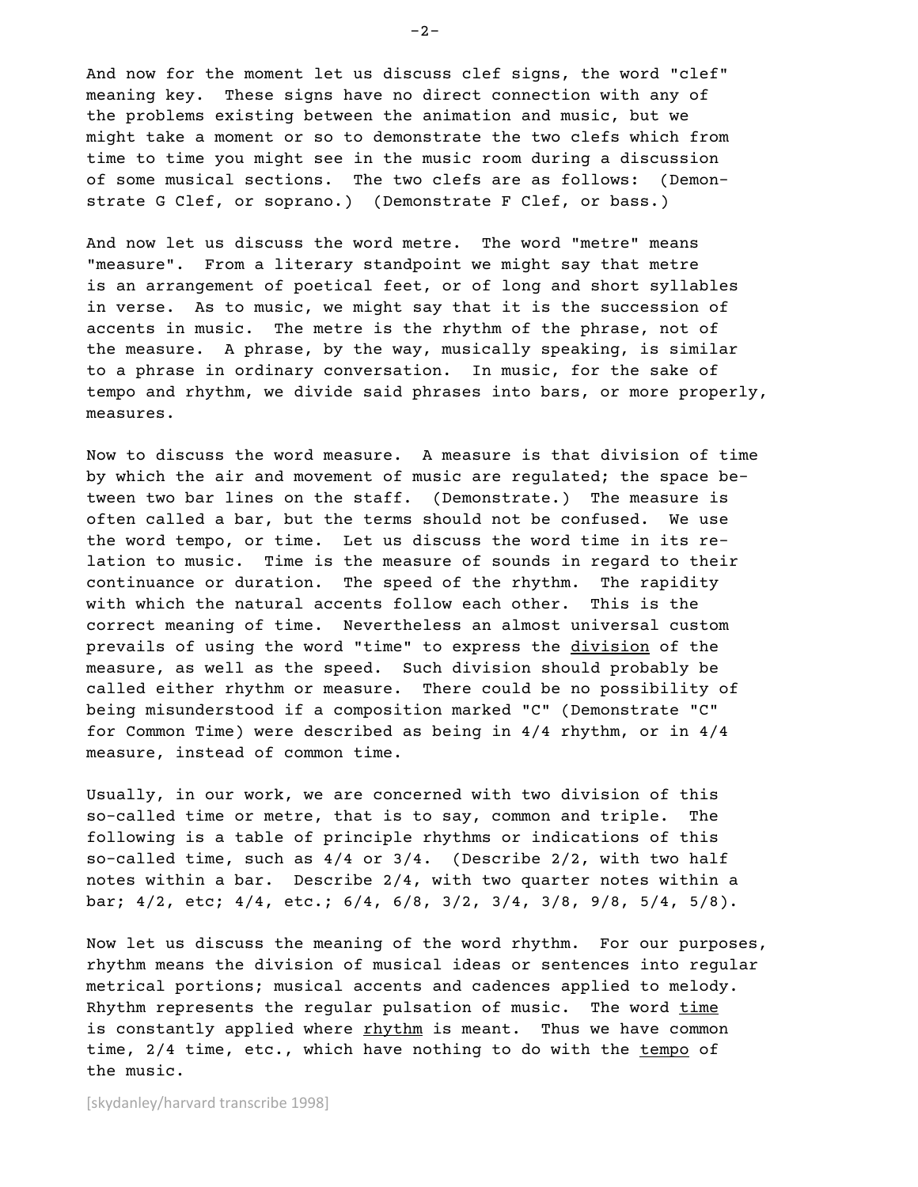And now for the moment let us discuss clef signs, the word "clef" meaning key. These signs have no direct connection with any of the problems existing between the animation and music, but we might take a moment or so to demonstrate the two clefs which from time to time you might see in the music room during a discussion of some musical sections. The two clefs are as follows: (Demonstrate G Clef, or soprano.) (Demonstrate F Clef, or bass.)

And now let us discuss the word metre. The word "metre" means "measure". From a literary standpoint we might say that metre is an arrangement of poetical feet, or of long and short syllables in verse. As to music, we might say that it is the succession of accents in music. The metre is the rhythm of the phrase, not of the measure. A phrase, by the way, musically speaking, is similar to a phrase in ordinary conversation. In music, for the sake of tempo and rhythm, we divide said phrases into bars, or more properly, measures.

Now to discuss the word measure. A measure is that division of time by which the air and movement of music are regulated; the space between two bar lines on the staff. (Demonstrate.) The measure is often called a bar, but the terms should not be confused. We use the word tempo, or time. Let us discuss the word time in its relation to music. Time is the measure of sounds in regard to their continuance or duration. The speed of the rhythm. The rapidity with which the natural accents follow each other. This is the correct meaning of time. Nevertheless an almost universal custom prevails of using the word "time" to express the <u>division</u> of the measure, as well as the speed. Such division should probably be called either rhythm or measure. There could be no possibility of being misunderstood if a composition marked "C" (Demonstrate "C" for Common Time) were described as being in 4/4 rhythm, or in 4/4 measure, instead of common time.

Usually, in our work, we are concerned with two division of this so-called time or metre, that is to say, common and triple. The following is a table of principle rhythms or indications of this so-called time, such as 4/4 or 3/4. (Describe 2/2, with two half notes within a bar. Describe 2/4, with two quarter notes within a bar; 4/2, etc; 4/4, etc.; 6/4, 6/8, 3/2, 3/4, 3/8, 9/8, 5/4, 5/8).

Now let us discuss the meaning of the word rhythm. For our purposes, rhythm means the division of musical ideas or sentences into regular metrical portions; musical accents and cadences applied to melody. Rhythm represents the regular pulsation of music. The word <u>time</u> is constantly applied where <u>rhythm</u> is meant. Thus we have common time, 2/4 time, etc., which have nothing to do with the <u>tempo</u> of the music.

[skydanley/harvard transcribe 1998]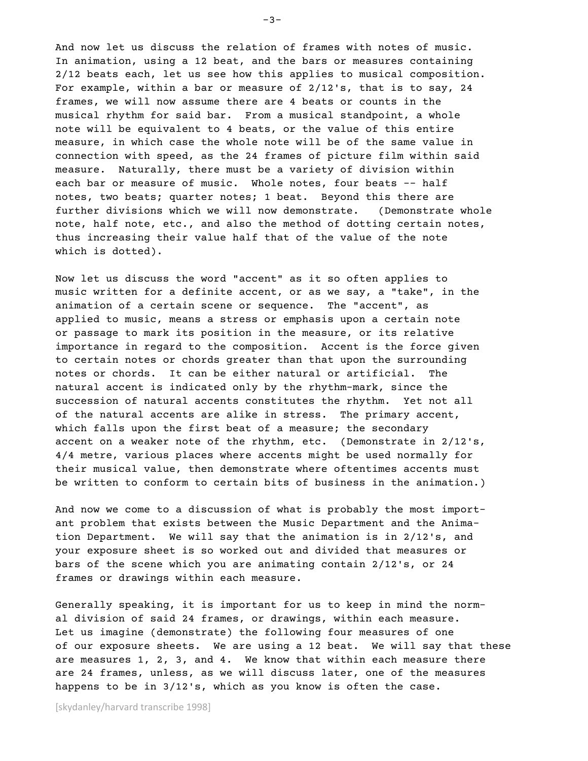And now let us discuss the relation of frames with notes of music. In animation, using a 12 beat, and the bars or measures containing 2/12 beats each, let us see how this applies to musical composition. For example, within a bar or measure of 2/12's, that is to say, 24 frames, we will now assume there are 4 beats or counts in the musical rhythm for said bar. From a musical standpoint, a whole note will be equivalent to 4 beats, or the value of this entire measure, in which case the whole note will be of the same value in connection with speed, as the 24 frames of picture film within said measure. Naturally, there must be a variety of division within each bar or measure of music. Whole notes, four beats -- half notes, two beats; quarter notes; 1 beat. Beyond this there are further divisions which we will now demonstrate. (Demonstrate whole note, half note, etc., and also the method of dotting certain notes, thus increasing their value half that of the value of the note which is dotted).

Now let us discuss the word "accent" as it so often applies to music written for a definite accent, or as we say, a "take", in the animation of a certain scene or sequence. The "accent", as applied to music, means a stress or emphasis upon a certain note or passage to mark its position in the measure, or its relative importance in regard to the composition. Accent is the force given to certain notes or chords greater than that upon the surrounding notes or chords. It can be either natural or artificial. The natural accent is indicated only by the rhythm-mark, since the succession of natural accents constitutes the rhythm. Yet not all of the natural accents are alike in stress. The primary accent, which falls upon the first beat of a measure; the secondary accent on a weaker note of the rhythm, etc. (Demonstrate in 2/12's, 4/4 metre, various places where accents might be used normally for their musical value, then demonstrate where oftentimes accents must be written to conform to certain bits of business in the animation.)

And now we come to a discussion of what is probably the most important problem that exists between the Music Department and the Animation Department. We will say that the animation is in 2/12's, and your exposure sheet is so worked out and divided that measures or bars of the scene which you are animating contain 2/12's, or 24 frames or drawings within each measure.

Generally speaking, it is important for us to keep in mind the normal division of said 24 frames, or drawings, within each measure. Let us imagine (demonstrate) the following four measures of one of our exposure sheets. We are using a 12 beat. We will say that these are measures 1, 2, 3, and 4. We know that within each measure there are 24 frames, unless, as we will discuss later, one of the measures happens to be in 3/12's, which as you know is often the case.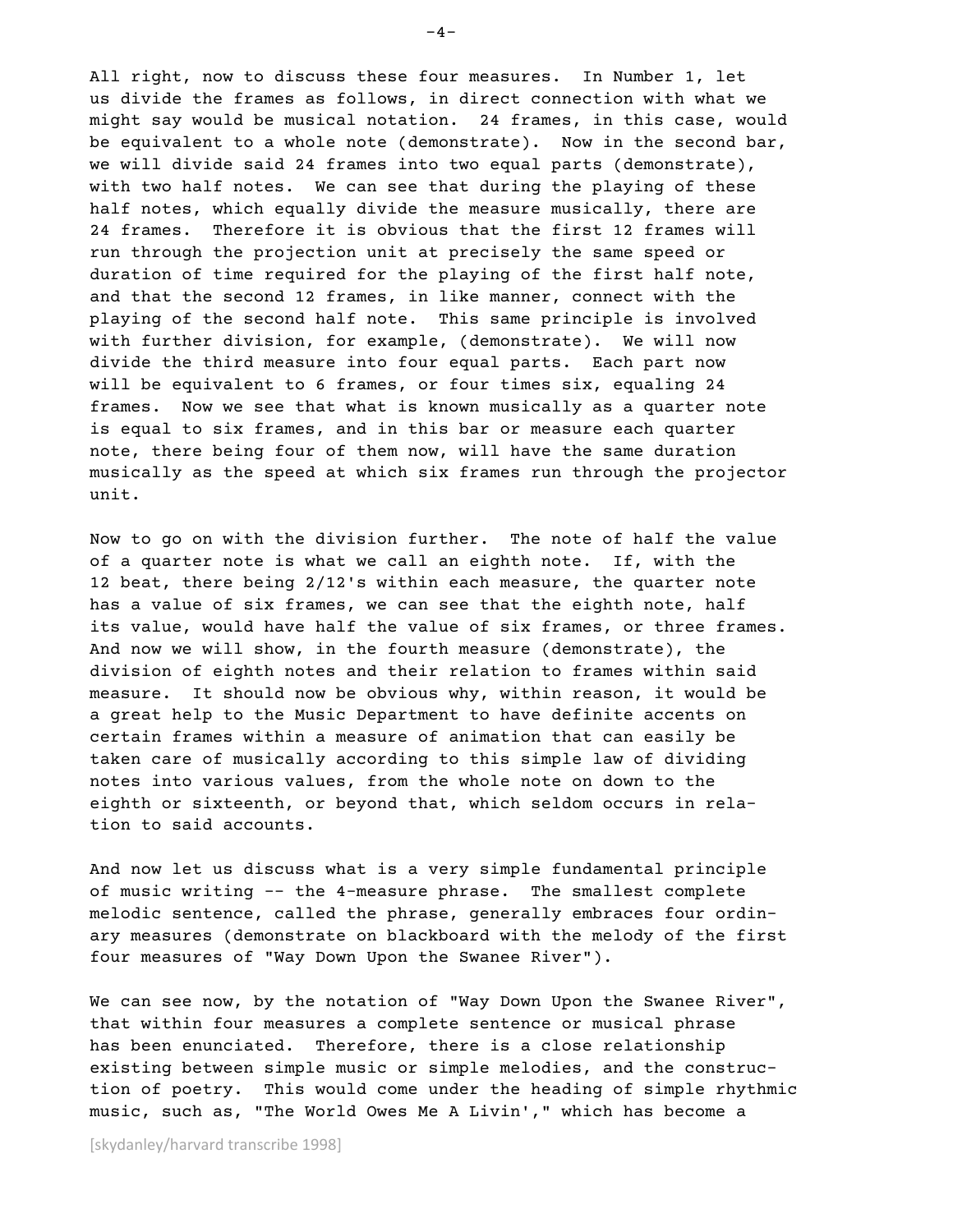All right, now to discuss these four measures. In Number 1, let us divide the frames as follows, in direct connection with what we might say would be musical notation. 24 frames, in this case, would be equivalent to a whole note (demonstrate). Now in the second bar, we will divide said 24 frames into two equal parts (demonstrate), with two half notes. We can see that during the playing of these half notes, which equally divide the measure musically, there are 24 frames. Therefore it is obvious that the first 12 frames will run through the projection unit at precisely the same speed or duration of time required for the playing of the first half note, and that the second 12 frames, in like manner, connect with the playing of the second half note. This same principle is involved with further division, for example, (demonstrate). We will now divide the third measure into four equal parts. Each part now will be equivalent to 6 frames, or four times six, equaling 24 frames. Now we see that what is known musically as a quarter note is equal to six frames, and in this bar or measure each quarter note, there being four of them now, will have the same duration musically as the speed at which six frames run through the projector unit.

Now to go on with the division further. The note of half the value of a quarter note is what we call an eighth note. If, with the 12 beat, there being 2/12's within each measure, the quarter note has a value of six frames, we can see that the eighth note, half its value, would have half the value of six frames, or three frames. And now we will show, in the fourth measure (demonstrate), the division of eighth notes and their relation to frames within said measure. It should now be obvious why, within reason, it would be a great help to the Music Department to have definite accents on certain frames within a measure of animation that can easily be taken care of musically according to this simple law of dividing notes into various values, from the whole note on down to the eighth or sixteenth, or beyond that, which seldom occurs in relation to said accounts.

And now let us discuss what is a very simple fundamental principle of music writing -- the 4-measure phrase. The smallest complete melodic sentence, called the phrase, generally embraces four ordinary measures (demonstrate on blackboard with the melody of the first four measures of "Way Down Upon the Swanee River").

We can see now, by the notation of "Way Down Upon the Swanee River", that within four measures a complete sentence or musical phrase has been enunciated. Therefore, there is a close relationship existing between simple music or simple melodies, and the construction of poetry. This would come under the heading of simple rhythmic music, such as, "The World Owes Me A Livin'," which has become a

[skydanley/harvard transcribe 1998]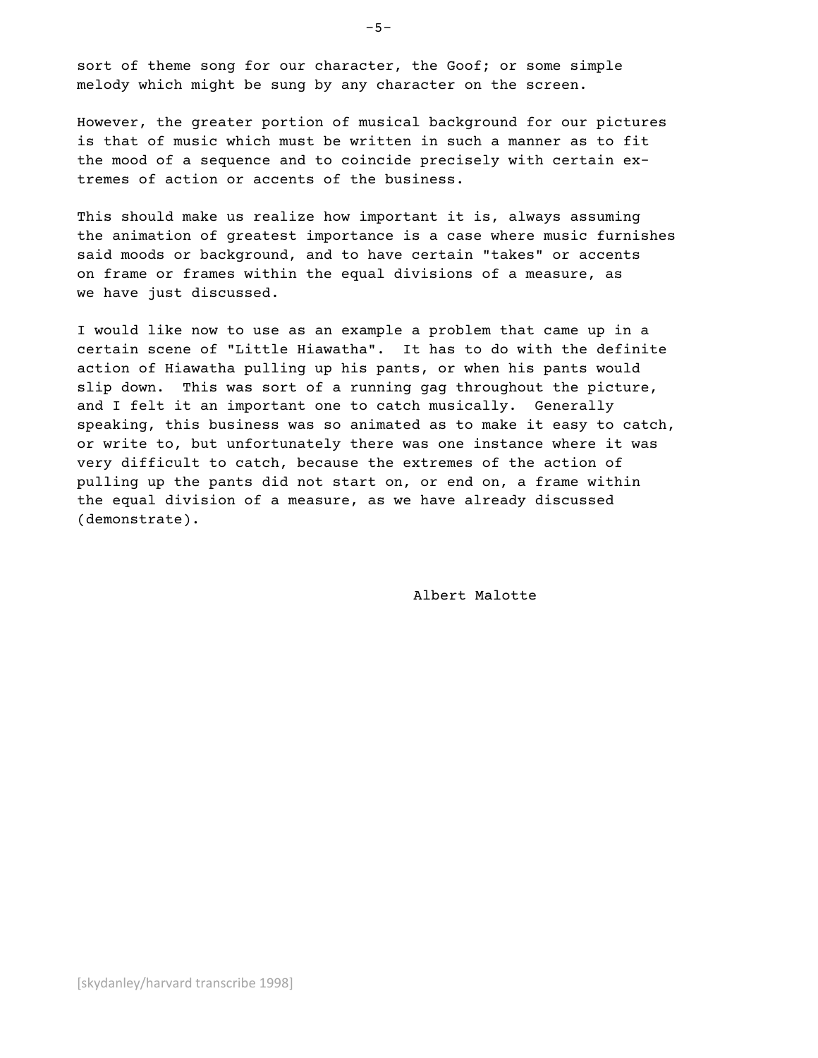sort of theme song for our character, the Goof; or some simple melody which might be sung by any character on the screen.

However, the greater portion of musical background for our pictures is that of music which must be written in such a manner as to fit the mood of a sequence and to coincide precisely with certain extremes of action or accents of the business.

This should make us realize how important it is, always assuming the animation of greatest importance is a case where music furnishes said moods or background, and to have certain "takes" or accents on frame or frames within the equal divisions of a measure, as we have just discussed.

I would like now to use as an example a problem that came up in a certain scene of "Little Hiawatha". It has to do with the definite action of Hiawatha pulling up his pants, or when his pants would slip down. This was sort of a running gag throughout the picture, and I felt it an important one to catch musically. Generally speaking, this business was so animated as to make it easy to catch, or write to, but unfortunately there was one instance where it was very difficult to catch, because the extremes of the action of pulling up the pants did not start on, or end on, a frame within the equal division of a measure, as we have already discussed (demonstrate).

Albert Malotte

[skydanley/harvard transcribe 1998]